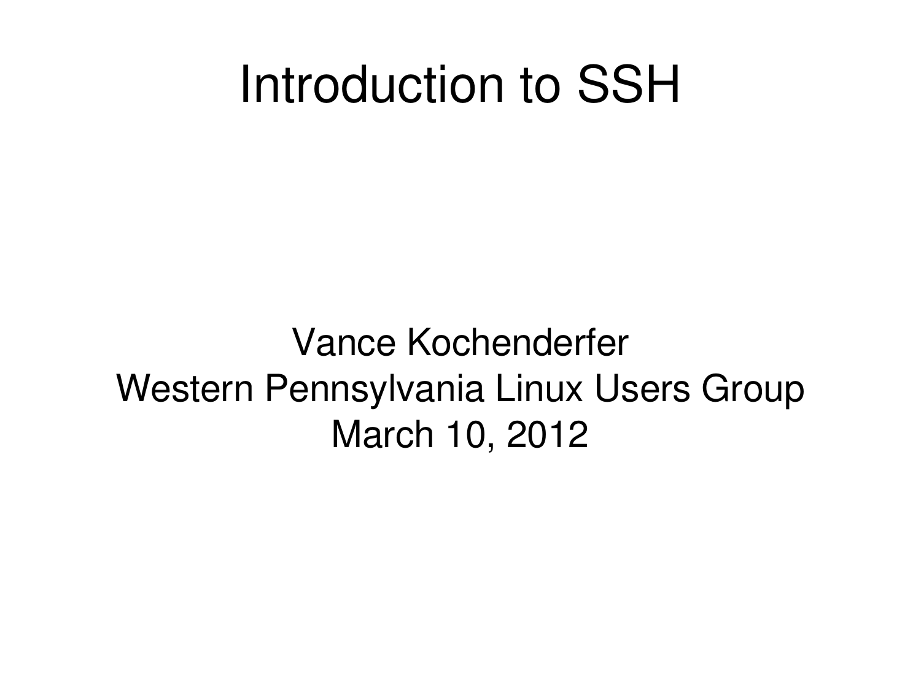# Introduction to SSH

Vance Kochenderfer
Western Pennsylvania Linux Users Group
March 10, 2012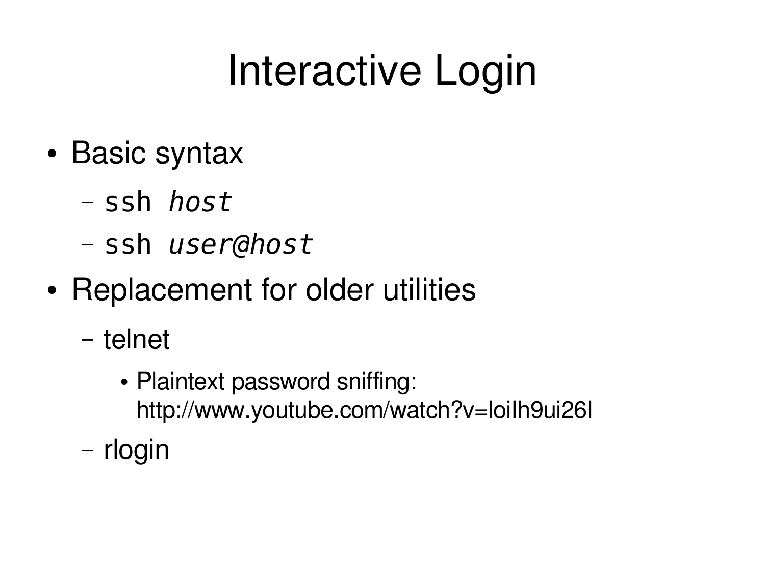# Interactive Login

- Basic syntax
  - `ssh` *`host`*
  - `ssh` *`user@host`*
- Replacement for older utilities
  - telnet
    - Plaintext password sniffing: http://www.youtube.com/watch?v=loiIh9ui26I
  - rlogin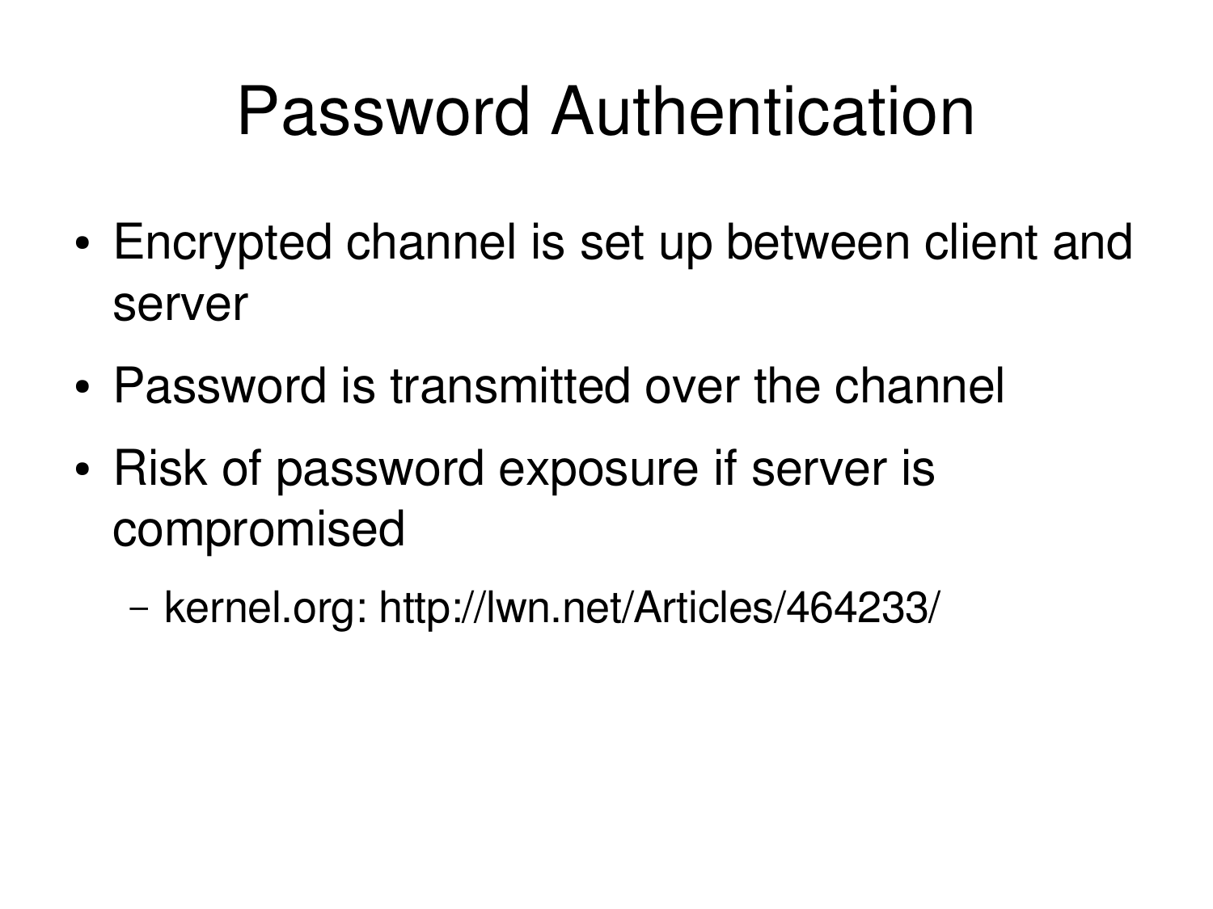# Password Authentication

- Encrypted channel is set up between client and server
- Password is transmitted over the channel
- Risk of password exposure if server is compromised
  - kernel.org: http://lwn.net/Articles/464233/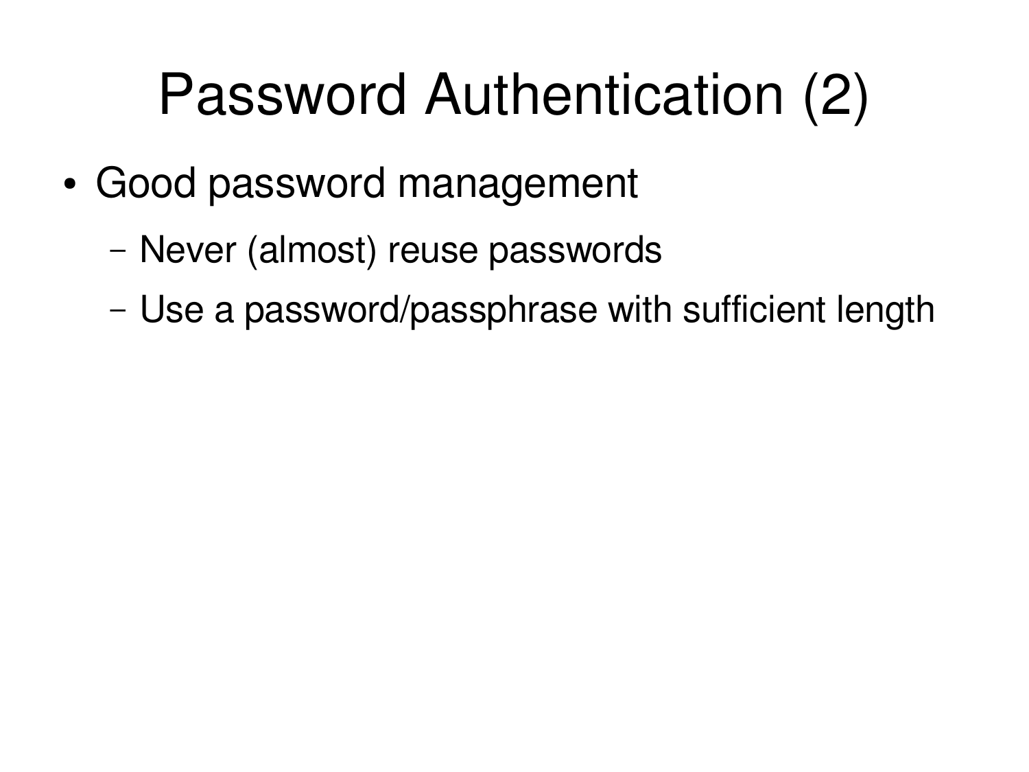# Password Authentication (2)

- Good password management
  - Never (almost) reuse passwords
  - Use a password/passphrase with sufficient length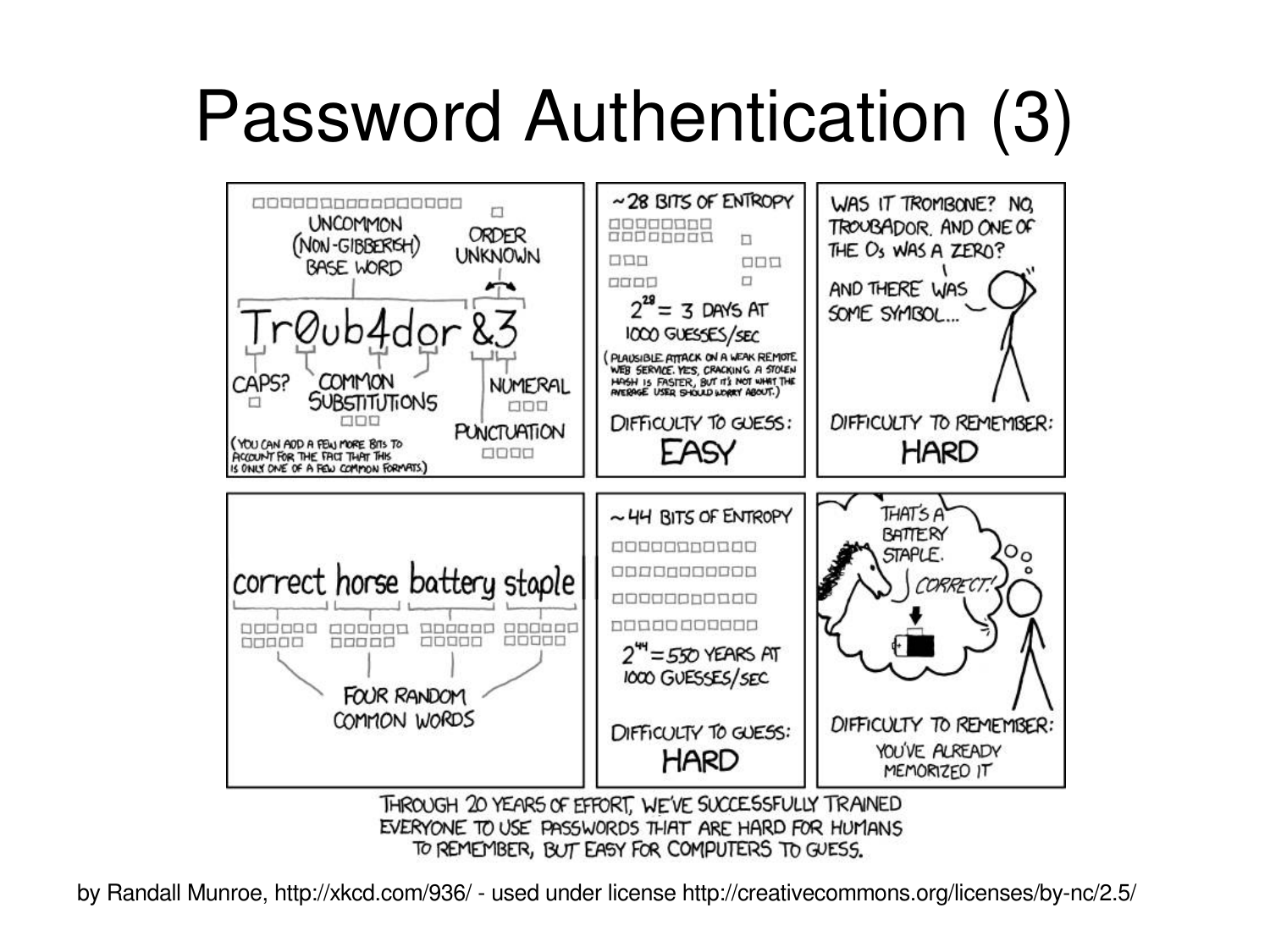# Password Authentication (3)

UNCOMMON (NON-GIBBERISH) BASE WORD

ORDER UNKNOWN

Tr0ub4dor &3

CAPS?

COMMON SUBSTITUTIONS

NUMERAL

PUNCTUATION

(YOU CAN ADD A FEW MORE BITS TO ACCOUNT FOR THE FACT THAT THIS IS ONLY ONE OF A FEW COMMON FORMATS.)

~28 BITS OF ENTROPY

$2^{28}$ = 3 DAYS AT 1000 GUESSES/SEC

(PLAUSIBLE ATTACK ON A WEAK REMOTE WEB SERVICE. YES, CRACKING A STOLEN HASH IS FASTER, BUT IT'S NOT WHAT THE AVERAGE USER SHOULD WORRY ABOUT.)

DIFFICULTY TO GUESS: EASY

WAS IT TROMBONE? NO, TROUBADOR. AND ONE OF THE Os WAS A ZERO?

AND THERE WAS SOME SYMBOL...

DIFFICULTY TO REMEMBER: HARD

correct horse battery staple

FOUR RANDOM COMMON WORDS

~44 BITS OF ENTROPY

$2^{44}$ = 550 YEARS AT 1000 GUESSES/SEC

DIFFICULTY TO GUESS: HARD

THAT'S A BATTERY STAPLE.

CORRECT!

DIFFICULTY TO REMEMBER: YOU'VE ALREADY MEMORIZED IT

THROUGH 20 YEARS OF EFFORT, WE'VE SUCCESSFULLY TRAINED EVERYONE TO USE PASSWORDS THAT ARE HARD FOR HUMANS TO REMEMBER, BUT EASY FOR COMPUTERS TO GUESS.

by Randall Munroe, http://xkcd.com/936/ - used under license http://creativecommons.org/licenses/by-nc/2.5/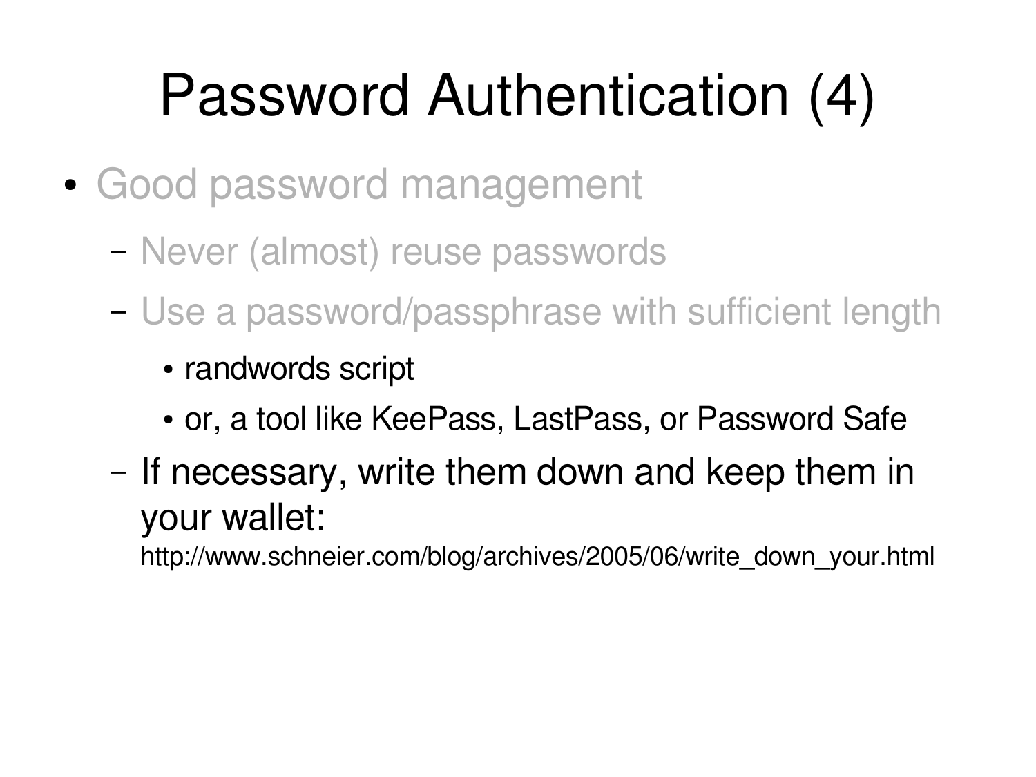# Password Authentication (4)

- Good password management
  - Never (almost) reuse passwords
  - Use a password/passphrase with sufficient length
    - randwords script
    - or, a tool like KeePass, LastPass, or Password Safe
  - If necessary, write them down and keep them in your wallet:
    http://www.schneier.com/blog/archives/2005/06/write_down_your.html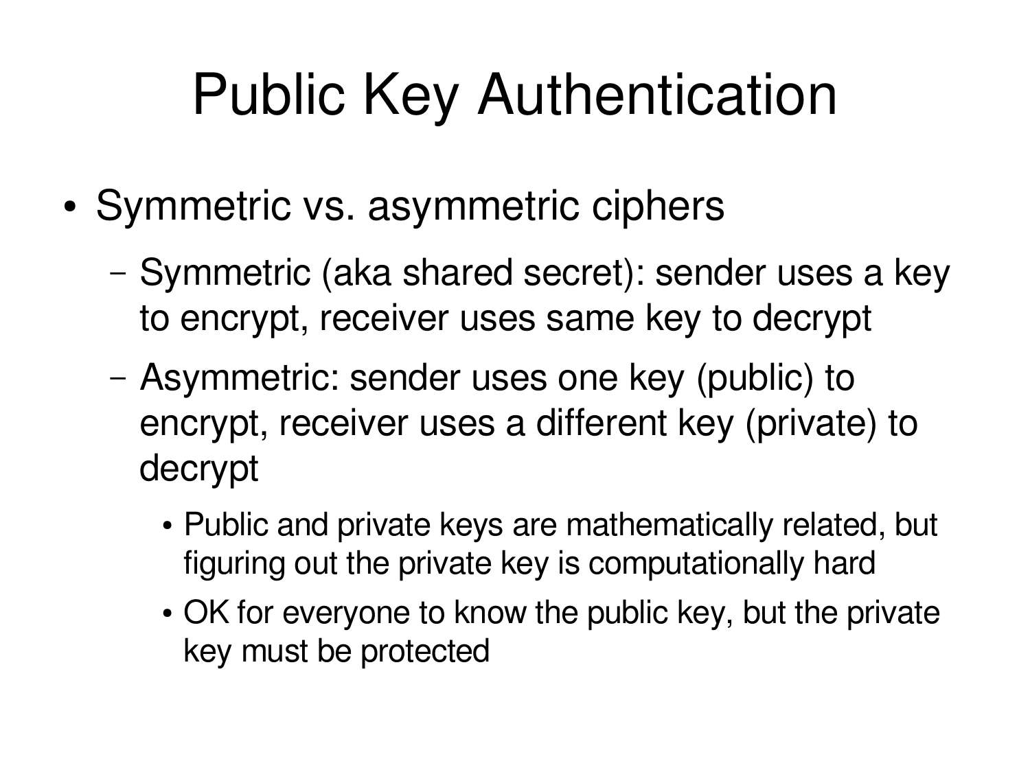# Public Key Authentication

- Symmetric vs. asymmetric ciphers
  - Symmetric (aka shared secret): sender uses a key to encrypt, receiver uses same key to decrypt
  - Asymmetric: sender uses one key (public) to encrypt, receiver uses a different key (private) to decrypt
    - Public and private keys are mathematically related, but figuring out the private key is computationally hard
    - OK for everyone to know the public key, but the private key must be protected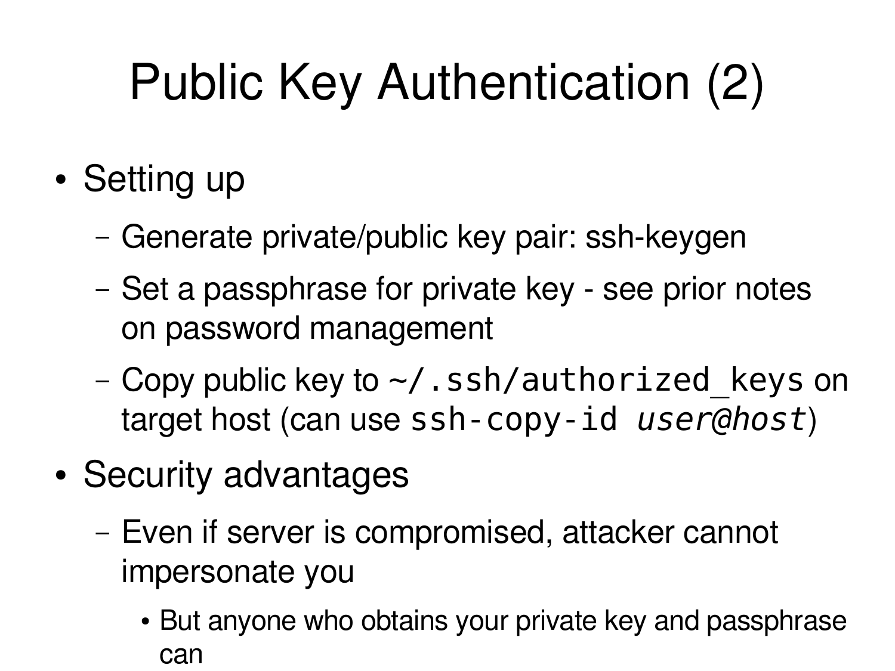# Public Key Authentication (2)

- Setting up
  - Generate private/public key pair: ssh-keygen
  - Set a passphrase for private key - see prior notes on password management
  - Copy public key to `~/.ssh/authorized_keys` on target host (can use `ssh-copy-id` *`user@host`*)
- Security advantages
  - Even if server is compromised, attacker cannot impersonate you
    - But anyone who obtains your private key and passphrase can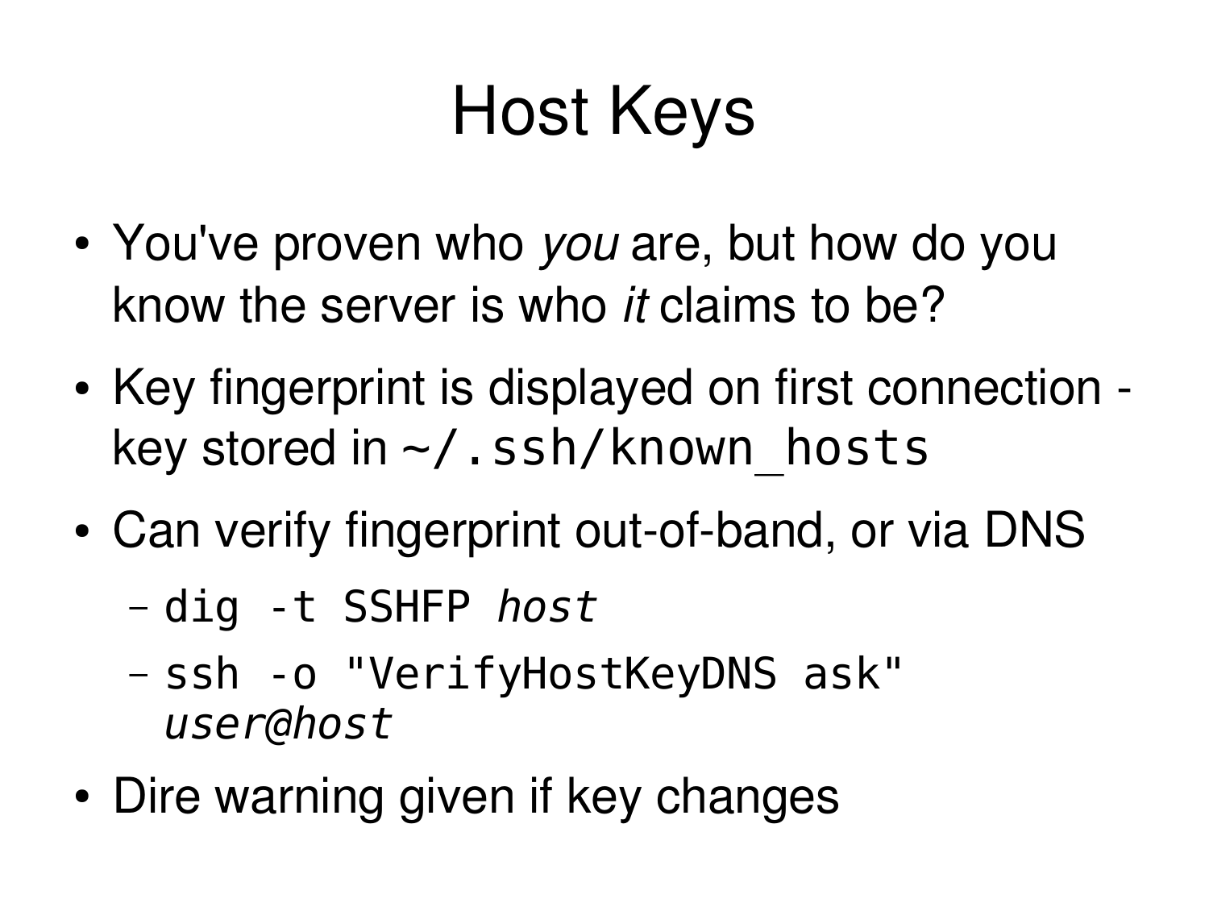# Host Keys

- You've proven who *you* are, but how do you know the server is who *it* claims to be?
- Key fingerprint is displayed on first connection - key stored in `~/.ssh/known_hosts`
- Can verify fingerprint out-of-band, or via DNS
  - `dig -t SSHFP` *`host`*
  - `ssh -o "VerifyHostKeyDNS ask"` *`user@host`*
- Dire warning given if key changes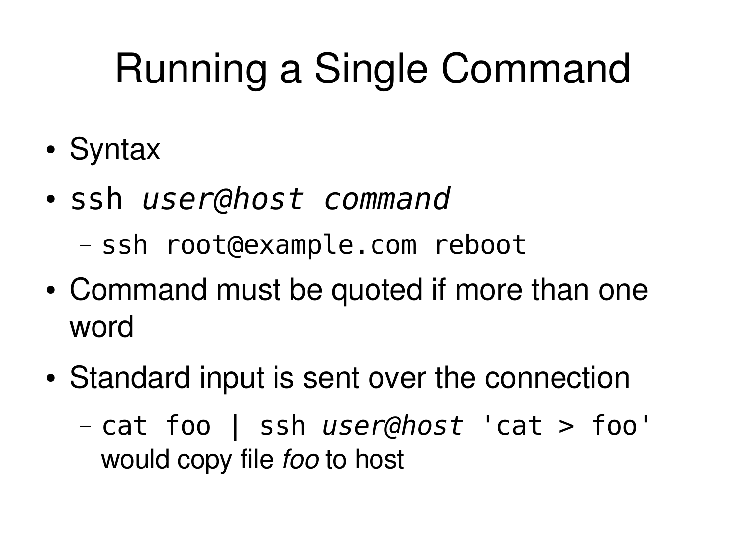# Running a Single Command

- Syntax
- `ssh` *`user@host command`*
  - `ssh root@example.com reboot`
- Command must be quoted if more than one word
- Standard input is sent over the connection
  - `cat foo | ssh` *`user@host`* `'cat > foo'` would copy file *foo* to host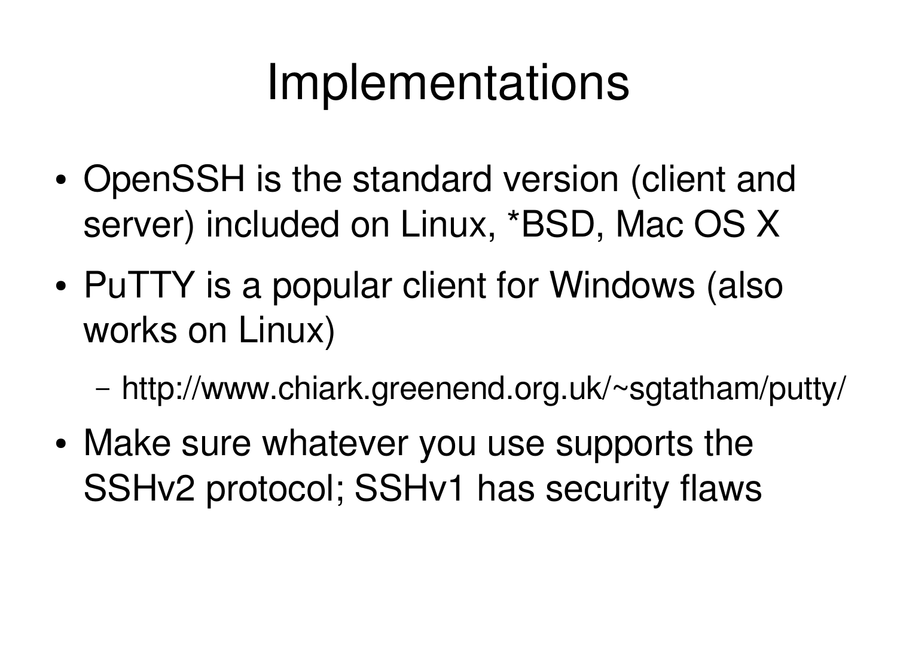# Implementations

- OpenSSH is the standard version (client and server) included on Linux, *BSD, Mac OS X
- PuTTY is a popular client for Windows (also works on Linux)
  - http://www.chiark.greenend.org.uk/~sgtatham/putty/
- Make sure whatever you use supports the SSHv2 protocol; SSHv1 has security flaws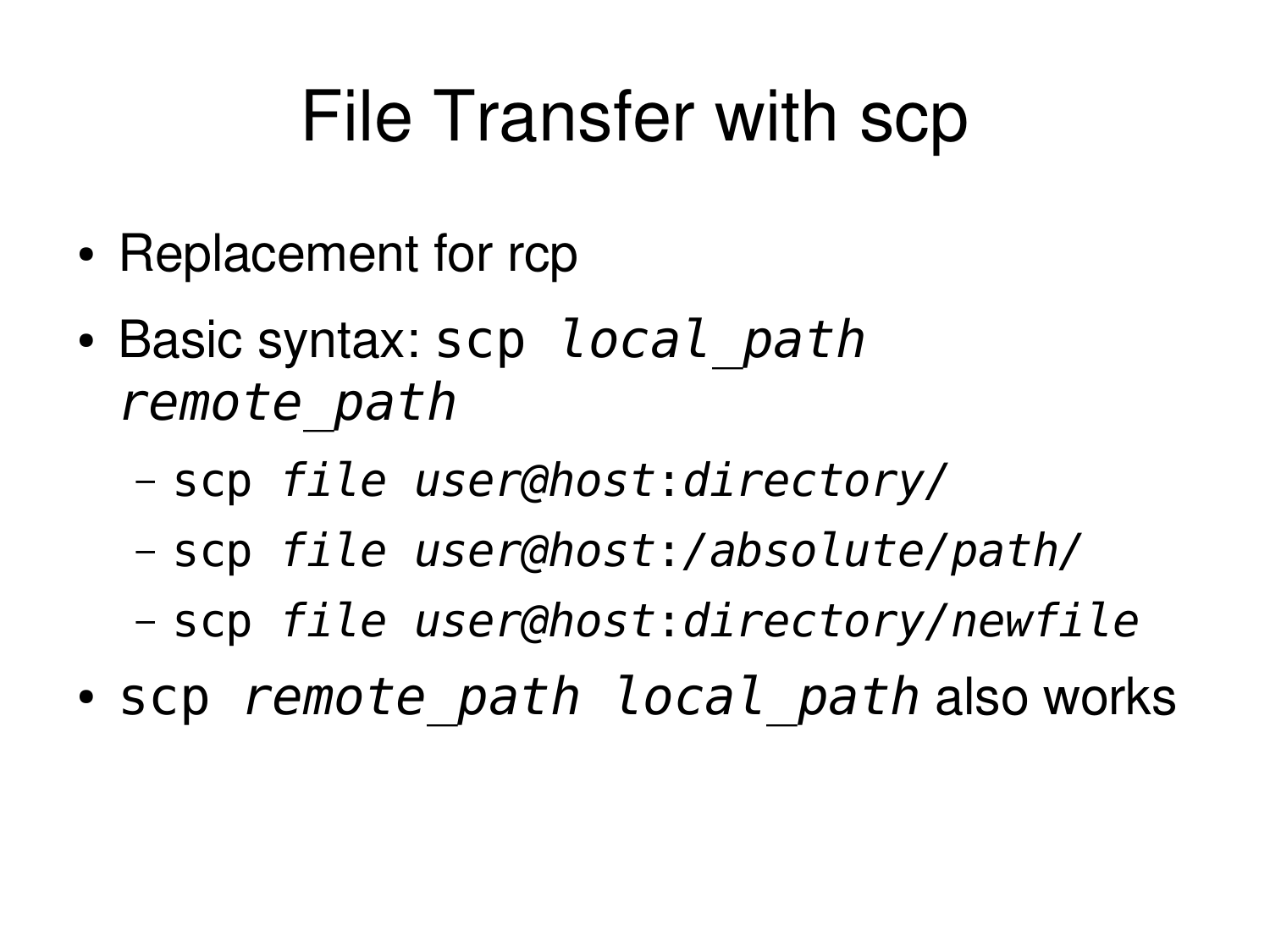# File Transfer with scp

- Replacement for rcp
- Basic syntax: `scp` *`local_path remote_path`*
  - `scp` *`file user@host`*`:`*`directory/`*
  - `scp` *`file user@host`*`:`*`/absolute/path/`*
  - `scp` *`file user@host`*`:`*`directory/newfile`*
- `scp` *`remote_path local_path`* also works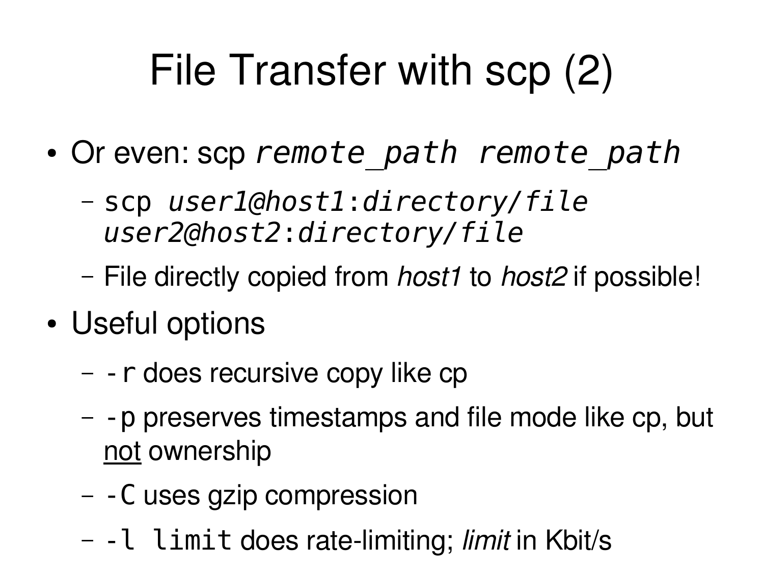# File Transfer with scp (2)

- Or even: scp *`remote_path remote_path`*
  - `scp` *`user1@host1`*`:`*`directory/file`* *`user2@host2`*`:`*`directory/file`*
  - File directly copied from *host1* to *host2* if possible!
- Useful options
  - `-r` does recursive copy like cp
  - `-p` preserves timestamps and file mode like cp, but <u>not</u> ownership
  - `-C` uses gzip compression
  - `-l limit` does rate-limiting; *limit* in Kbit/s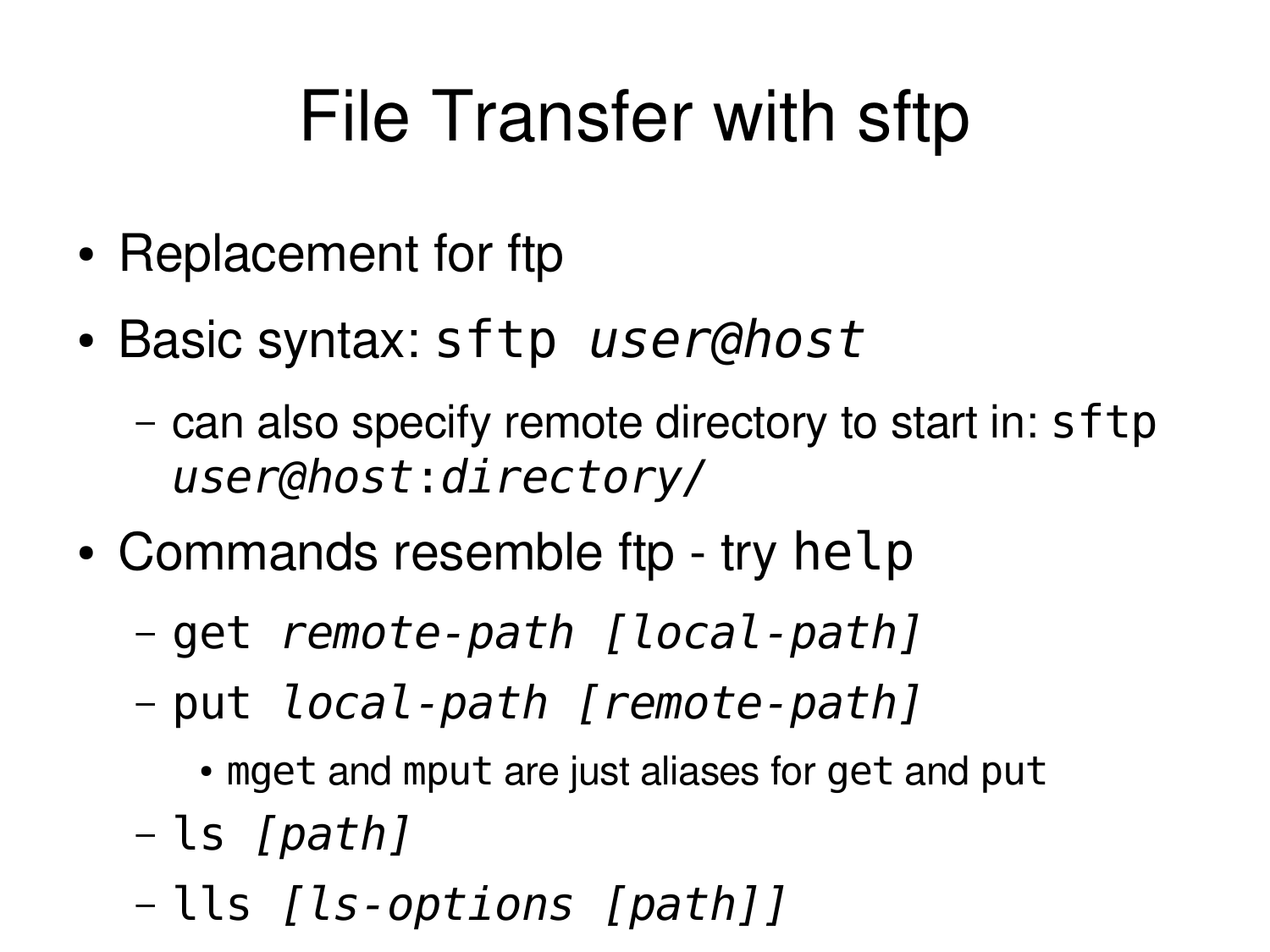# File Transfer with sftp

- Replacement for ftp
- Basic syntax: `sftp` *`user@host`*
  - can also specify remote directory to start in: `sftp` *`user@host`*`:`*`directory/`*
- Commands resemble ftp - try `help`
  - `get` *`remote-path [local-path]`*
  - `put` *`local-path [remote-path]`*
    - `mget` and `mput` are just aliases for `get` and `put`
  - `ls` *`[path]`*
  - `lls` *`[ls-options [path]]`*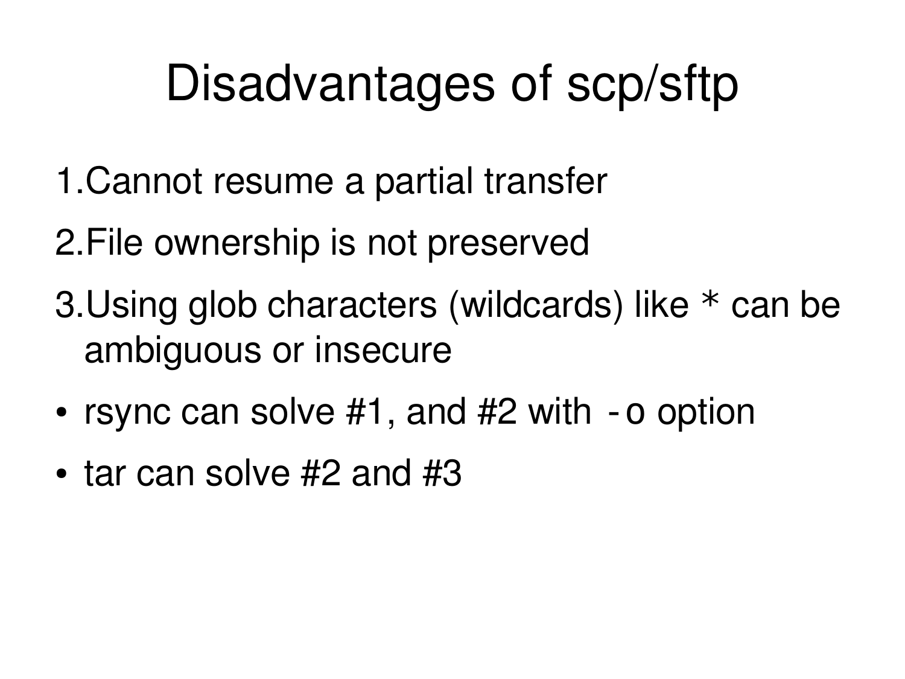# Disadvantages of scp/sftp

1. Cannot resume a partial transfer
2. File ownership is not preserved
3. Using glob characters (wildcards) like * can be ambiguous or insecure

- rsync can solve #1, and #2 with `-o` option
- tar can solve #2 and #3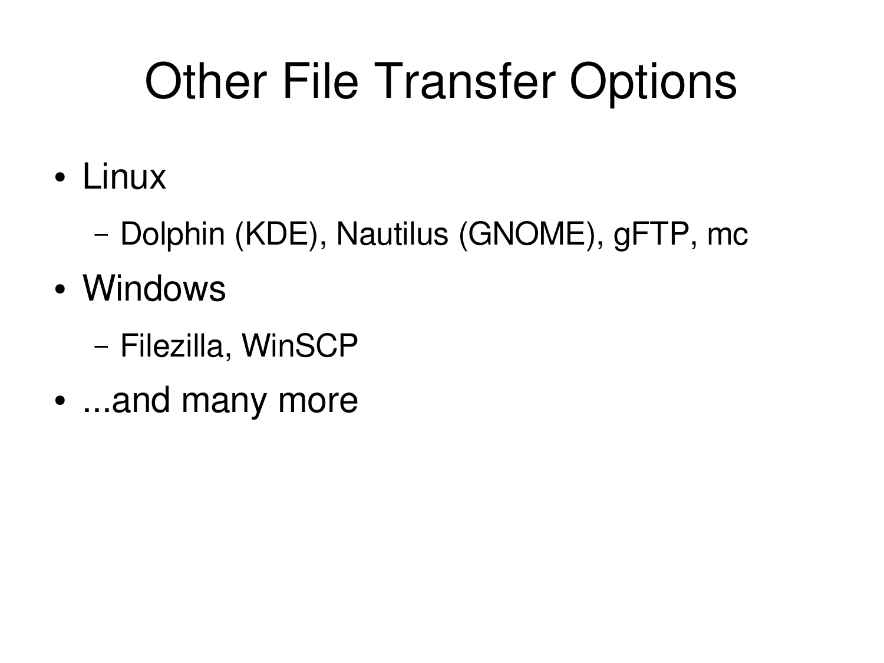# Other File Transfer Options

- Linux
  - Dolphin (KDE), Nautilus (GNOME), gFTP, mc
- Windows
  - Filezilla, WinSCP
- ...and many more